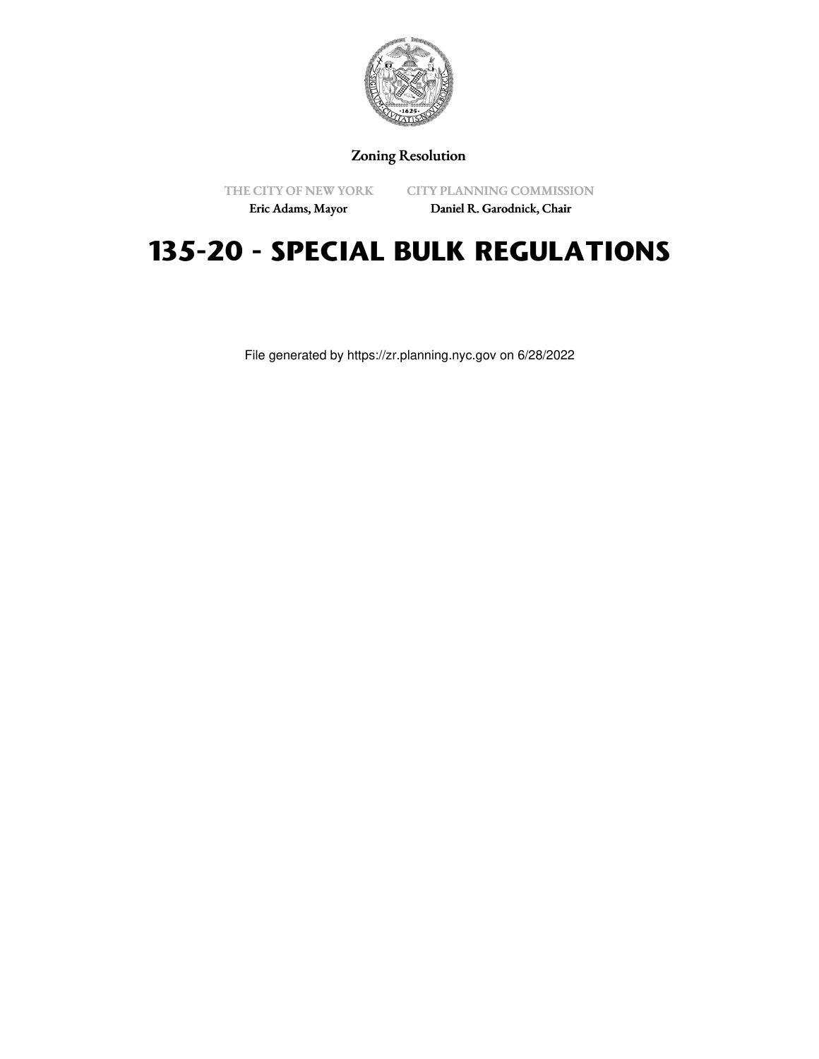Zoning Resolution

THE CITY OF NEW YORK
Eric Adams, Mayor

CITY PLANNING COMMISSION
Daniel R. Garodnick, Chair

# 135-20 - SPECIAL BULK REGULATIONS

File generated by https://zr.planning.nyc.gov on 6/28/2022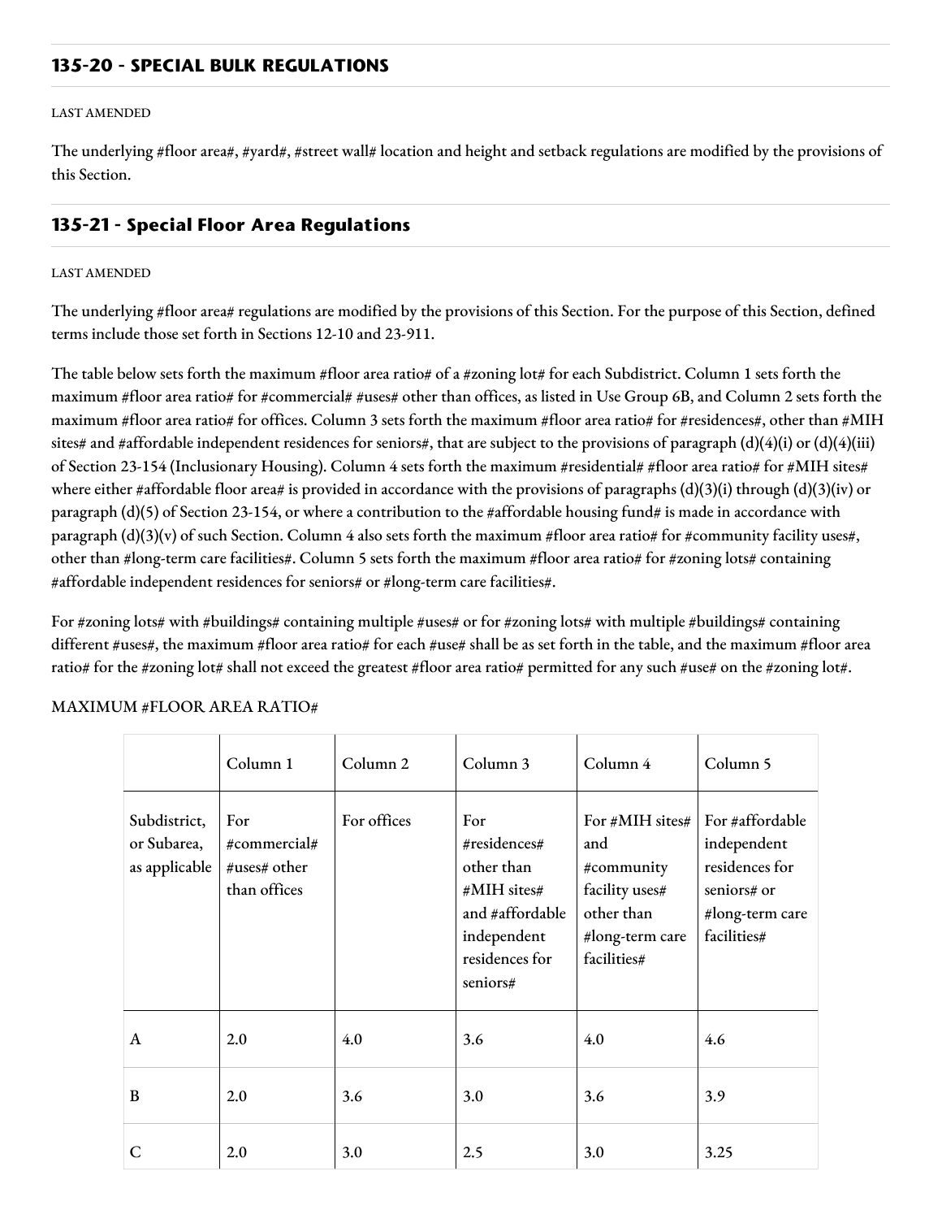## 135-20 - SPECIAL BULK REGULATIONS

LAST AMENDED

The underlying #floor area#, #yard#, #street wall# location and height and setback regulations are modified by the provisions of this Section.

### 135-21 - Special Floor Area Regulations

LAST AMENDED

The underlying #floor area# regulations are modified by the provisions of this Section. For the purpose of this Section, defined terms include those set forth in Sections 12-10 and 23-911.

The table below sets forth the maximum #floor area ratio# of a #zoning lot# for each Subdistrict. Column 1 sets forth the maximum #floor area ratio# for #commercial# #uses# other than offices, as listed in Use Group 6B, and Column 2 sets forth the maximum #floor area ratio# for offices. Column 3 sets forth the maximum #floor area ratio# for #residences#, other than #MIH sites# and #affordable independent residences for seniors#, that are subject to the provisions of paragraph (d)(4)(i) or (d)(4)(iii) of Section 23-154 (Inclusionary Housing). Column 4 sets forth the maximum #residential# #floor area ratio# for #MIH sites# where either #affordable floor area# is provided in accordance with the provisions of paragraphs (d)(3)(i) through (d)(3)(iv) or paragraph (d)(5) of Section 23-154, or where a contribution to the #affordable housing fund# is made in accordance with paragraph (d)(3)(v) of such Section. Column 4 also sets forth the maximum #floor area ratio# for #community facility uses#, other than #long-term care facilities#. Column 5 sets forth the maximum #floor area ratio# for #zoning lots# containing #affordable independent residences for seniors# or #long-term care facilities#.

For #zoning lots# with #buildings# containing multiple #uses# or for #zoning lots# with multiple #buildings# containing different #uses#, the maximum #floor area ratio# for each #use# shall be as set forth in the table, and the maximum #floor area ratio# for the #zoning lot# shall not exceed the greatest #floor area ratio# permitted for any such #use# on the #zoning lot#.

MAXIMUM #FLOOR AREA RATIO#

| | Column 1 | Column 2 | Column 3 | Column 4 | Column 5 |
|---|---|---|---|---|---|
| Subdistrict, or Subarea, as applicable | For #commercial# #uses# other than offices | For offices | For #residences# other than #MIH sites# and #affordable independent residences for seniors# | For #MIH sites# and #community facility uses# other than #long-term care facilities# | For #affordable independent residences for seniors# or #long-term care facilities# |
| A | 2.0 | 4.0 | 3.6 | 4.0 | 4.6 |
| B | 2.0 | 3.6 | 3.0 | 3.6 | 3.9 |
| C | 2.0 | 3.0 | 2.5 | 3.0 | 3.25 |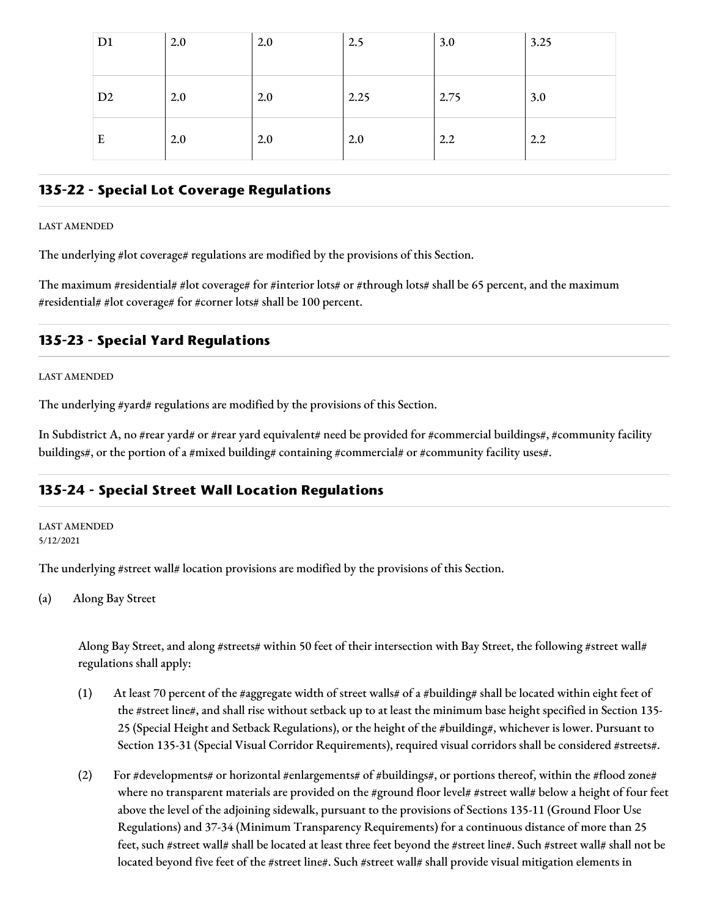| D1 | 2.0 | 2.0 | 2.5 | 3.0 | 3.25 |
|---|---|---|---|---|---|
| D2 | 2.0 | 2.0 | 2.25 | 2.75 | 3.0 |
| E | 2.0 | 2.0 | 2.0 | 2.2 | 2.2 |

## 135-22 - Special Lot Coverage Regulations

LAST AMENDED

The underlying #lot coverage# regulations are modified by the provisions of this Section.

The maximum #residential# #lot coverage# for #interior lots# or #through lots# shall be 65 percent, and the maximum #residential# #lot coverage# for #corner lots# shall be 100 percent.

## 135-23 - Special Yard Regulations

LAST AMENDED

The underlying #yard# regulations are modified by the provisions of this Section.

In Subdistrict A, no #rear yard# or #rear yard equivalent# need be provided for #commercial buildings#, #community facility buildings#, or the portion of a #mixed building# containing #commercial# or #community facility uses#.

## 135-24 - Special Street Wall Location Regulations

LAST AMENDED
5/12/2021

The underlying #street wall# location provisions are modified by the provisions of this Section.

(a) Along Bay Street

Along Bay Street, and along #streets# within 50 feet of their intersection with Bay Street, the following #street wall# regulations shall apply:

(1) At least 70 percent of the #aggregate width of street walls# of a #building# shall be located within eight feet of the #street line#, and shall rise without setback up to at least the minimum base height specified in Section 135-25 (Special Height and Setback Regulations), or the height of the #building#, whichever is lower. Pursuant to Section 135-31 (Special Visual Corridor Requirements), required visual corridors shall be considered #streets#.

(2) For #developments# or horizontal #enlargements# of #buildings#, or portions thereof, within the #flood zone# where no transparent materials are provided on the #ground floor level# #street wall# below a height of four feet above the level of the adjoining sidewalk, pursuant to the provisions of Sections 135-11 (Ground Floor Use Regulations) and 37-34 (Minimum Transparency Requirements) for a continuous distance of more than 25 feet, such #street wall# shall be located at least three feet beyond the #street line#. Such #street wall# shall not be located beyond five feet of the #street line#. Such #street wall# shall provide visual mitigation elements in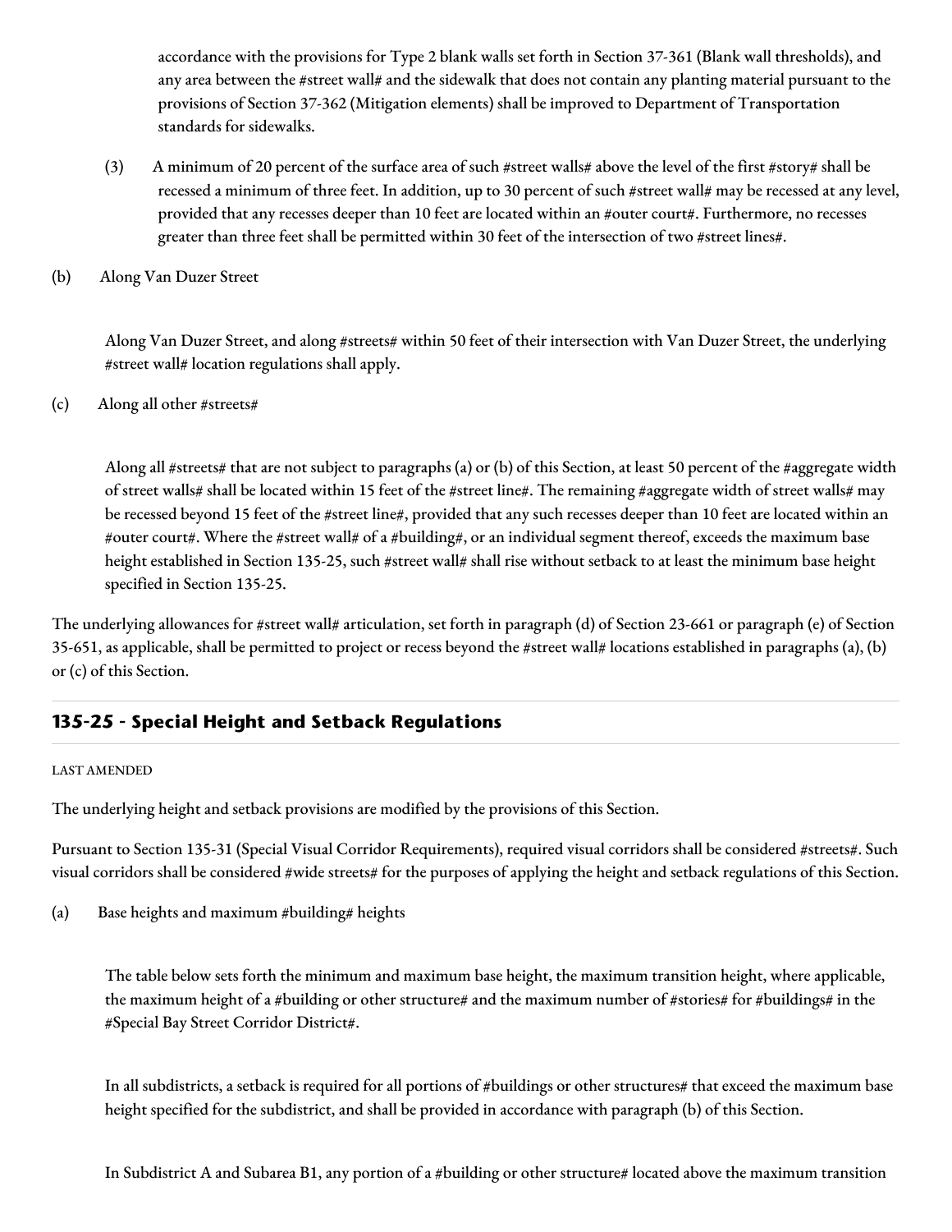accordance with the provisions for Type 2 blank walls set forth in Section 37-361 (Blank wall thresholds), and any area between the #street wall# and the sidewalk that does not contain any planting material pursuant to the provisions of Section 37-362 (Mitigation elements) shall be improved to Department of Transportation standards for sidewalks.

(3) A minimum of 20 percent of the surface area of such #street walls# above the level of the first #story# shall be recessed a minimum of three feet. In addition, up to 30 percent of such #street wall# may be recessed at any level, provided that any recesses deeper than 10 feet are located within an #outer court#. Furthermore, no recesses greater than three feet shall be permitted within 30 feet of the intersection of two #street lines#.

(b) Along Van Duzer Street

Along Van Duzer Street, and along #streets# within 50 feet of their intersection with Van Duzer Street, the underlying #street wall# location regulations shall apply.

(c) Along all other #streets#

Along all #streets# that are not subject to paragraphs (a) or (b) of this Section, at least 50 percent of the #aggregate width of street walls# shall be located within 15 feet of the #street line#. The remaining #aggregate width of street walls# may be recessed beyond 15 feet of the #street line#, provided that any such recesses deeper than 10 feet are located within an #outer court#. Where the #street wall# of a #building#, or an individual segment thereof, exceeds the maximum base height established in Section 135-25, such #street wall# shall rise without setback to at least the minimum base height specified in Section 135-25.

The underlying allowances for #street wall# articulation, set forth in paragraph (d) of Section 23-661 or paragraph (e) of Section 35-651, as applicable, shall be permitted to project or recess beyond the #street wall# locations established in paragraphs (a), (b) or (c) of this Section.

## 135-25 - Special Height and Setback Regulations

LAST AMENDED

The underlying height and setback provisions are modified by the provisions of this Section.

Pursuant to Section 135-31 (Special Visual Corridor Requirements), required visual corridors shall be considered #streets#. Such visual corridors shall be considered #wide streets# for the purposes of applying the height and setback regulations of this Section.

(a) Base heights and maximum #building# heights

The table below sets forth the minimum and maximum base height, the maximum transition height, where applicable, the maximum height of a #building or other structure# and the maximum number of #stories# for #buildings# in the #Special Bay Street Corridor District#.

In all subdistricts, a setback is required for all portions of #buildings or other structures# that exceed the maximum base height specified for the subdistrict, and shall be provided in accordance with paragraph (b) of this Section.

In Subdistrict A and Subarea B1, any portion of a #building or other structure# located above the maximum transition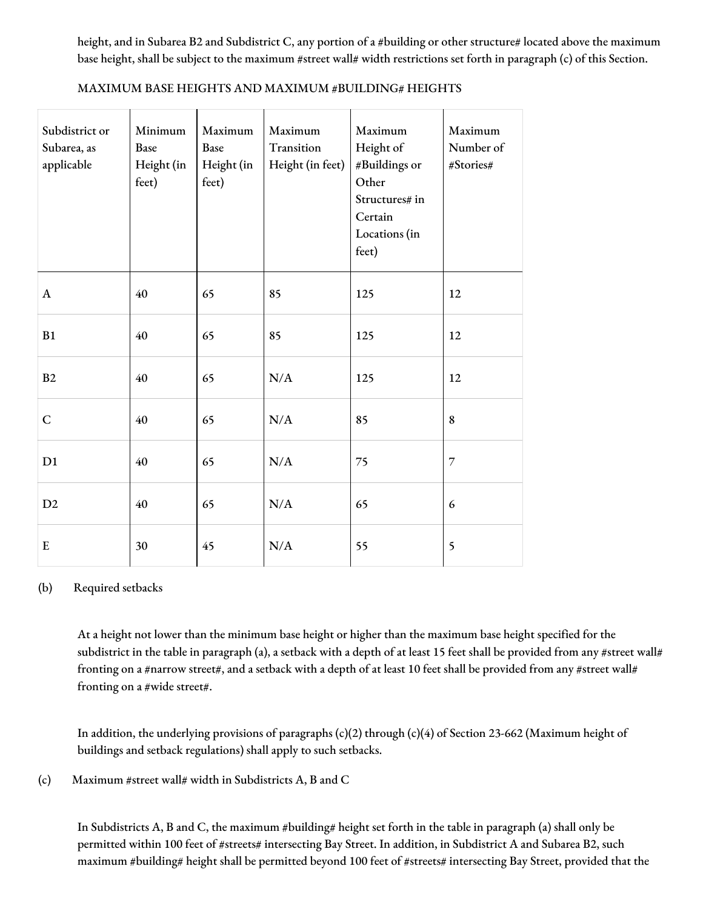height, and in Subarea B2 and Subdistrict C, any portion of a #building or other structure# located above the maximum base height, shall be subject to the maximum #street wall# width restrictions set forth in paragraph (c) of this Section.

MAXIMUM BASE HEIGHTS AND MAXIMUM #BUILDING# HEIGHTS

| Subdistrict or Subarea, as applicable | Minimum Base Height (in feet) | Maximum Base Height (in feet) | Maximum Transition Height (in feet) | Maximum Height of #Buildings or Other Structures# in Certain Locations (in feet) | Maximum Number of #Stories# |
|---|---|---|---|---|---|
| A | 40 | 65 | 85 | 125 | 12 |
| B1 | 40 | 65 | 85 | 125 | 12 |
| B2 | 40 | 65 | N/A | 125 | 12 |
| C | 40 | 65 | N/A | 85 | 8 |
| D1 | 40 | 65 | N/A | 75 | 7 |
| D2 | 40 | 65 | N/A | 65 | 6 |
| E | 30 | 45 | N/A | 55 | 5 |

(b) Required setbacks

At a height not lower than the minimum base height or higher than the maximum base height specified for the subdistrict in the table in paragraph (a), a setback with a depth of at least 15 feet shall be provided from any #street wall# fronting on a #narrow street#, and a setback with a depth of at least 10 feet shall be provided from any #street wall# fronting on a #wide street#.

In addition, the underlying provisions of paragraphs (c)(2) through (c)(4) of Section 23-662 (Maximum height of buildings and setback regulations) shall apply to such setbacks.

(c) Maximum #street wall# width in Subdistricts A, B and C

In Subdistricts A, B and C, the maximum #building# height set forth in the table in paragraph (a) shall only be permitted within 100 feet of #streets# intersecting Bay Street. In addition, in Subdistrict A and Subarea B2, such maximum #building# height shall be permitted beyond 100 feet of #streets# intersecting Bay Street, provided that the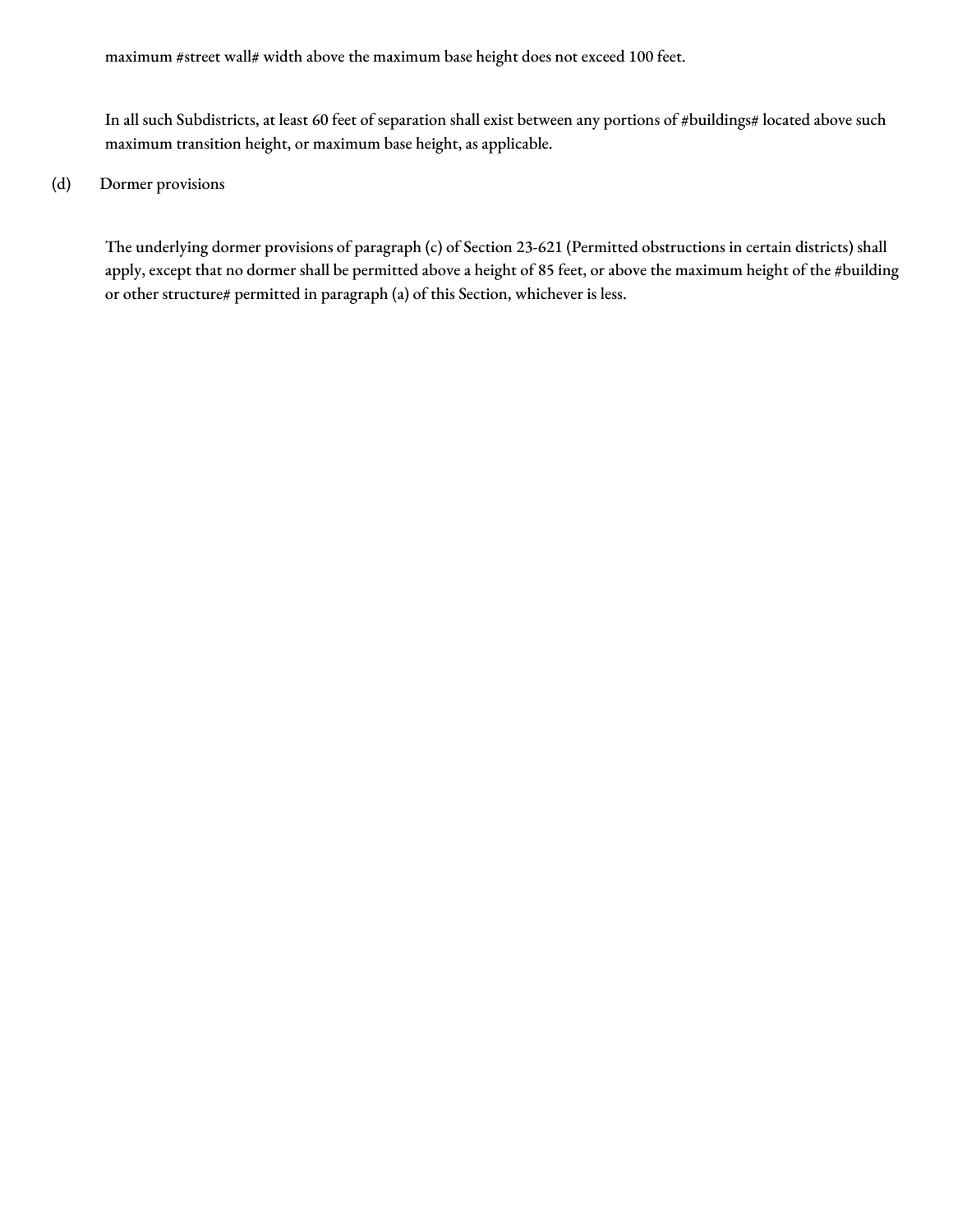maximum #street wall# width above the maximum base height does not exceed 100 feet.

In all such Subdistricts, at least 60 feet of separation shall exist between any portions of #buildings# located above such maximum transition height, or maximum base height, as applicable.

(d) Dormer provisions

The underlying dormer provisions of paragraph (c) of Section 23-621 (Permitted obstructions in certain districts) shall apply, except that no dormer shall be permitted above a height of 85 feet, or above the maximum height of the #building or other structure# permitted in paragraph (a) of this Section, whichever is less.